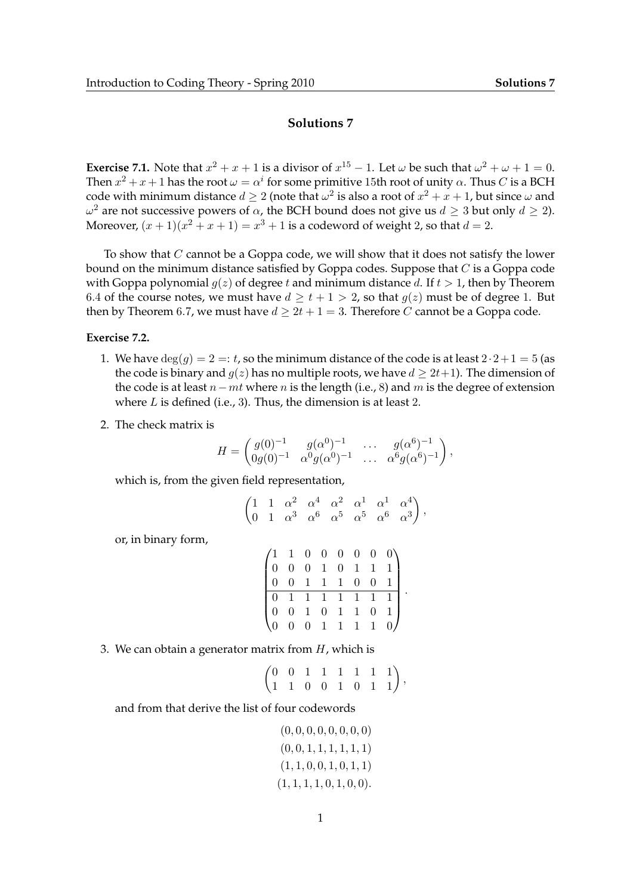# Solutions 7

**Exercise 7.1.** Note that $x^2 + x + 1$ is a divisor of $x^{15} - 1$. Let $\omega$ be such that $\omega^2 + \omega + 1 = 0$. Then $x^2 + x + 1$ has the root $\omega = \alpha^i$ for some primitive 15th root of unity $\alpha$. Thus $C$ is a BCH code with minimum distance $d \geq 2$ (note that $\omega^2$ is also a root of $x^2 + x + 1$, but since $\omega$ and $\omega^2$ are not successive powers of $\alpha$, the BCH bound does not give us $d \geq 3$ but only $d \geq 2$). Moreover, $(x + 1)(x^2 + x + 1) = x^3 + 1$ is a codeword of weight 2, so that $d = 2$.

To show that $C$ cannot be a Goppa code, we will show that it does not satisfy the lower bound on the minimum distance satisfied by Goppa codes. Suppose that $C$ is a Goppa code with Goppa polynomial $g(z)$ of degree $t$ and minimum distance $d$. If $t > 1$, then by Theorem 6.4 of the course notes, we must have $d \geq t + 1 > 2$, so that $g(z)$ must be of degree 1. But then by Theorem 6.7, we must have $d \geq 2t + 1 = 3$. Therefore $C$ cannot be a Goppa code.

**Exercise 7.2.**

1. We have $\deg(g) = 2 =: t$, so the minimum distance of the code is at least $2 \cdot 2 + 1 = 5$ (as the code is binary and $g(z)$ has no multiple roots, we have $d \geq 2t+1$). The dimension of the code is at least $n - mt$ where $n$ is the length (i.e., 8) and $m$ is the degree of extension where $L$ is defined (i.e., 3). Thus, the dimension is at least 2.

2. The check matrix is

$$H = \begin{pmatrix} g(0)^{-1} & g(\alpha^0)^{-1} & \dots & g(\alpha^6)^{-1} \\ 0g(0)^{-1} & \alpha^0 g(\alpha^0)^{-1} & \dots & \alpha^6 g(\alpha^6)^{-1} \end{pmatrix},$$

which is, from the given field representation,

$$\begin{pmatrix} 1 & 1 & \alpha^2 & \alpha^4 & \alpha^2 & \alpha^1 & \alpha^1 & \alpha^4 \\ 0 & 1 & \alpha^3 & \alpha^6 & \alpha^5 & \alpha^5 & \alpha^6 & \alpha^3 \end{pmatrix},$$

or, in binary form,

$$\left(\begin{array}{cccccccc} 1 & 1 & 0 & 0 & 0 & 0 & 0 & 0 \\ 0 & 0 & 0 & 1 & 0 & 1 & 1 & 1 \\ 0 & 0 & 1 & 1 & 1 & 0 & 0 & 1 \\ \hline 0 & 1 & 1 & 1 & 1 & 1 & 1 & 1 \\ 0 & 0 & 1 & 0 & 1 & 1 & 0 & 1 \\ 0 & 0 & 0 & 1 & 1 & 1 & 1 & 0 \end{array}\right).$$

3. We can obtain a generator matrix from $H$, which is

$$\begin{pmatrix} 0 & 0 & 1 & 1 & 1 & 1 & 1 & 1 \\ 1 & 1 & 0 & 0 & 1 & 0 & 1 & 1 \end{pmatrix},$$

and from that derive the list of four codewords

$$\begin{gathered} (0, 0, 0, 0, 0, 0, 0, 0) \\ (0, 0, 1, 1, 1, 1, 1, 1) \\ (1, 1, 0, 0, 1, 0, 1, 1) \\ (1, 1, 1, 1, 0, 1, 0, 0). \end{gathered}$$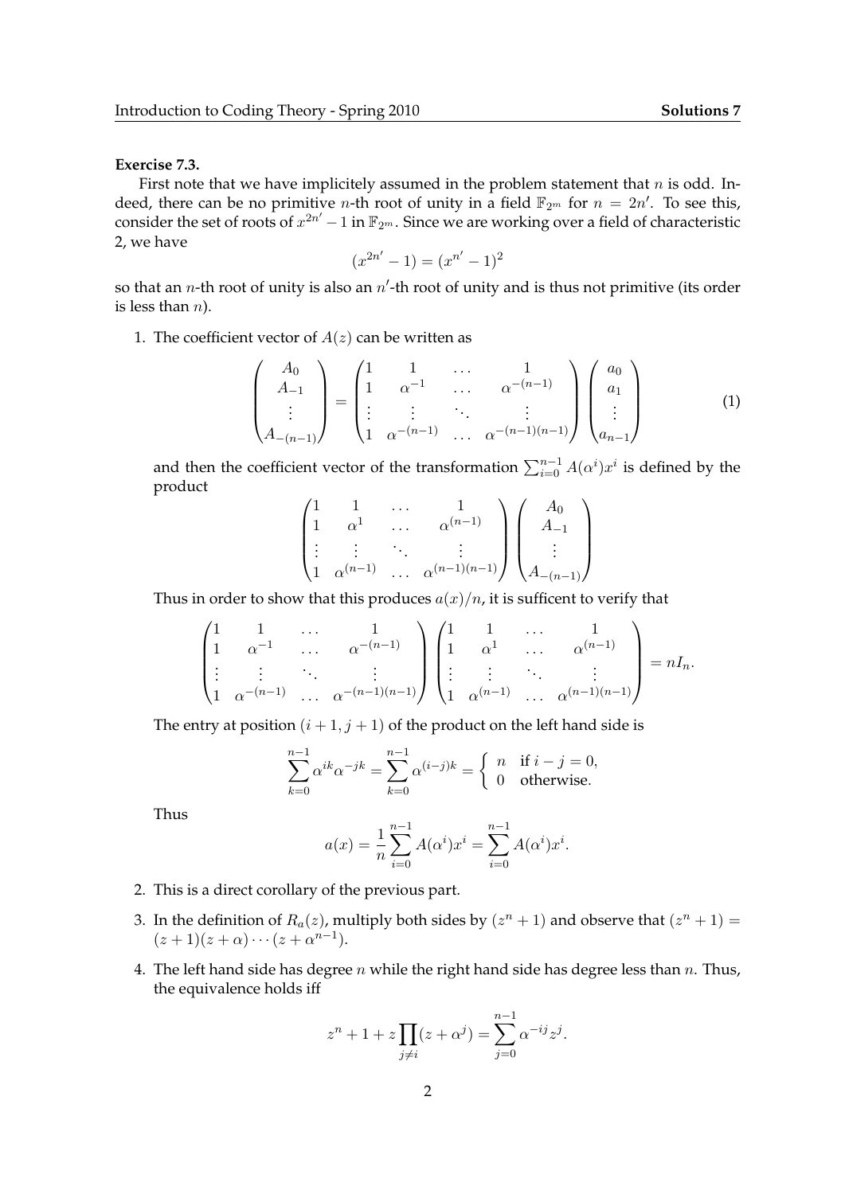**Exercise 7.3.**

First note that we have implicitely assumed in the problem statement that $n$ is odd. Indeed, there can be no primitive $n$-th root of unity in a field $\mathbb{F}_{2^m}$ for $n = 2n'$. To see this, consider the set of roots of $x^{2n'} - 1$ in $\mathbb{F}_{2^m}$. Since we are working over a field of characteristic 2, we have

$$(x^{2n'} - 1) = (x^{n'} - 1)^2$$

so that an $n$-th root of unity is also an $n'$-th root of unity and is thus not primitive (its order is less than $n$).

1. The coefficient vector of $A(z)$ can be written as

$$\begin{pmatrix} A_0 \\ A_{-1} \\ \vdots \\ A_{-(n-1)} \end{pmatrix} = \begin{pmatrix} 1 & 1 & \dots & 1 \\ 1 & \alpha^{-1} & \dots & \alpha^{-(n-1)} \\ \vdots & \vdots & \ddots & \vdots \\ 1 & \alpha^{-(n-1)} & \dots & \alpha^{-(n-1)(n-1)} \end{pmatrix} \begin{pmatrix} a_0 \\ a_1 \\ \vdots \\ a_{n-1} \end{pmatrix} \tag{1}$$

and then the coefficient vector of the transformation $\sum_{i=0}^{n-1} A(\alpha^i)x^i$ is defined by the product

$$\begin{pmatrix} 1 & 1 & \dots & 1 \\ 1 & \alpha^{1} & \dots & \alpha^{(n-1)} \\ \vdots & \vdots & \ddots & \vdots \\ 1 & \alpha^{(n-1)} & \dots & \alpha^{(n-1)(n-1)} \end{pmatrix} \begin{pmatrix} A_0 \\ A_{-1} \\ \vdots \\ A_{-(n-1)} \end{pmatrix}$$

Thus in order to show that this produces $a(x)/n$, it is sufficent to verify that

$$\begin{pmatrix} 1 & 1 & \dots & 1 \\ 1 & \alpha^{-1} & \dots & \alpha^{-(n-1)} \\ \vdots & \vdots & \ddots & \vdots \\ 1 & \alpha^{-(n-1)} & \dots & \alpha^{-(n-1)(n-1)} \end{pmatrix} \begin{pmatrix} 1 & 1 & \dots & 1 \\ 1 & \alpha^{1} & \dots & \alpha^{(n-1)} \\ \vdots & \vdots & \ddots & \vdots \\ 1 & \alpha^{(n-1)} & \dots & \alpha^{(n-1)(n-1)} \end{pmatrix} = nI_n.$$

The entry at position $(i+1, j+1)$ of the product on the left hand side is

$$\sum_{k=0}^{n-1} \alpha^{ik}\alpha^{-jk} = \sum_{k=0}^{n-1} \alpha^{(i-j)k} = \begin{cases} n & \text{if } i-j = 0, \\ 0 & \text{otherwise.} \end{cases}$$

Thus

$$a(x) = \frac{1}{n}\sum_{i=0}^{n-1} A(\alpha^i)x^i = \sum_{i=0}^{n-1} A(\alpha^i)x^i.$$

2. This is a direct corollary of the previous part.

3. In the definition of $R_a(z)$, multiply both sides by $(z^n + 1)$ and observe that $(z^n + 1) = (z+1)(z+\alpha)\cdots(z+\alpha^{n-1})$.

4. The left hand side has degree $n$ while the right hand side has degree less than $n$. Thus, the equivalence holds iff

$$z^n + 1 + z\prod_{j \neq i}(z + \alpha^j) = \sum_{j=0}^{n-1} \alpha^{-ij} z^j.$$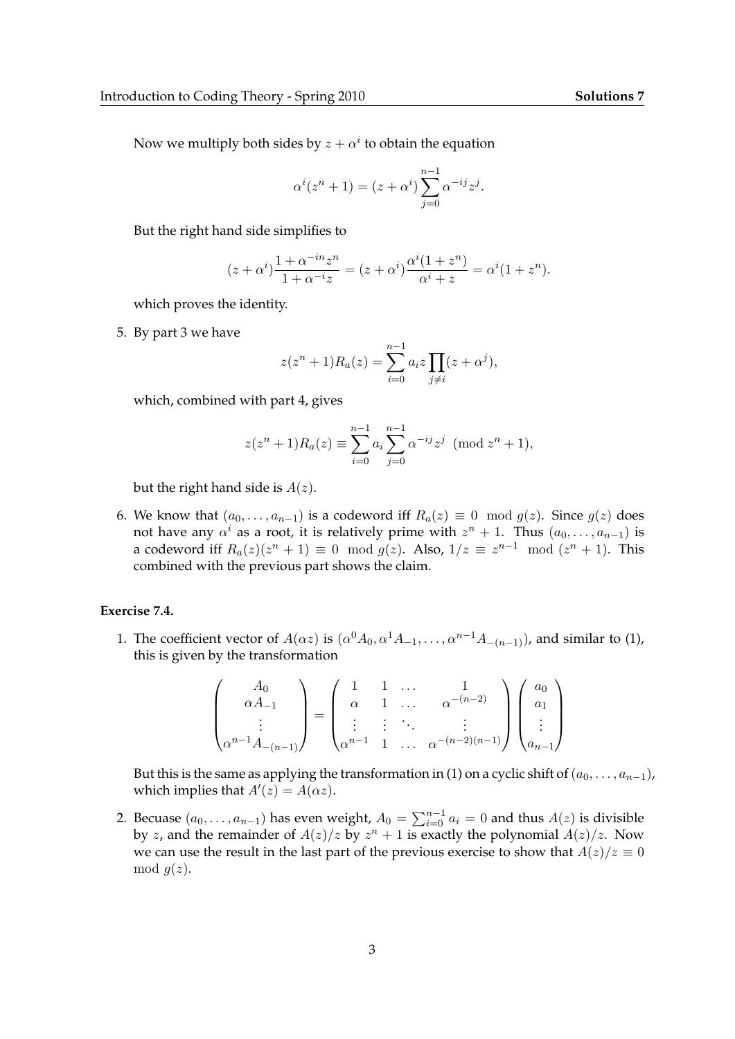Now we multiply both sides by $z + \alpha^i$ to obtain the equation

$$\alpha^i(z^n + 1) = (z + \alpha^i)\sum_{j=0}^{n-1} \alpha^{-ij} z^j.$$

But the right hand side simplifies to

$$(z + \alpha^i)\frac{1 + \alpha^{-in}z^n}{1 + \alpha^{-i}z} = (z + \alpha^i)\frac{\alpha^i(1 + z^n)}{\alpha^i + z} = \alpha^i(1 + z^n).$$

which proves the identity.

5. By part 3 we have

$$z(z^n + 1)R_a(z) = \sum_{i=0}^{n-1} a_i z \prod_{j \neq i}(z + \alpha^j),$$

which, combined with part 4, gives

$$z(z^n + 1)R_a(z) \equiv \sum_{i=0}^{n-1} a_i \sum_{j=0}^{n-1} \alpha^{-ij} z^j \pmod{z^n + 1},$$

but the right hand side is $A(z)$.

6. We know that $(a_0, \ldots, a_{n-1})$ is a codeword iff $R_a(z) \equiv 0 \mod g(z)$. Since $g(z)$ does not have any $\alpha^i$ as a root, it is relatively prime with $z^n + 1$. Thus $(a_0, \ldots, a_{n-1})$ is a codeword iff $R_a(z)(z^n + 1) \equiv 0 \mod g(z)$. Also, $1/z \equiv z^{n-1} \mod (z^n + 1)$. This combined with the previous part shows the claim.

**Exercise 7.4.**

1. The coefficient vector of $A(\alpha z)$ is $(\alpha^0 A_0, \alpha^1 A_{-1}, \ldots, \alpha^{n-1} A_{-(n-1)})$, and similar to (1), this is given by the transformation

$$\begin{pmatrix} A_0 \\ \alpha A_{-1} \\ \vdots \\ \alpha^{n-1} A_{-(n-1)} \end{pmatrix} = \begin{pmatrix} 1 & 1 & \ldots & 1 \\ \alpha & 1 & \ldots & \alpha^{-(n-2)} \\ \vdots & \vdots & \ddots & \vdots \\ \alpha^{n-1} & 1 & \ldots & \alpha^{-(n-2)(n-1)} \end{pmatrix} \begin{pmatrix} a_0 \\ a_1 \\ \vdots \\ a_{n-1} \end{pmatrix}$$

But this is the same as applying the transformation in (1) on a cyclic shift of $(a_0, \ldots, a_{n-1})$, which implies that $A'(z) = A(\alpha z)$.

2. Becuase $(a_0, \ldots, a_{n-1})$ has even weight, $A_0 = \sum_{i=0}^{n-1} a_i = 0$ and thus $A(z)$ is divisible by $z$, and the remainder of $A(z)/z$ by $z^n + 1$ is exactly the polynomial $A(z)/z$. Now we can use the result in the last part of the previous exercise to show that $A(z)/z \equiv 0 \mod g(z)$.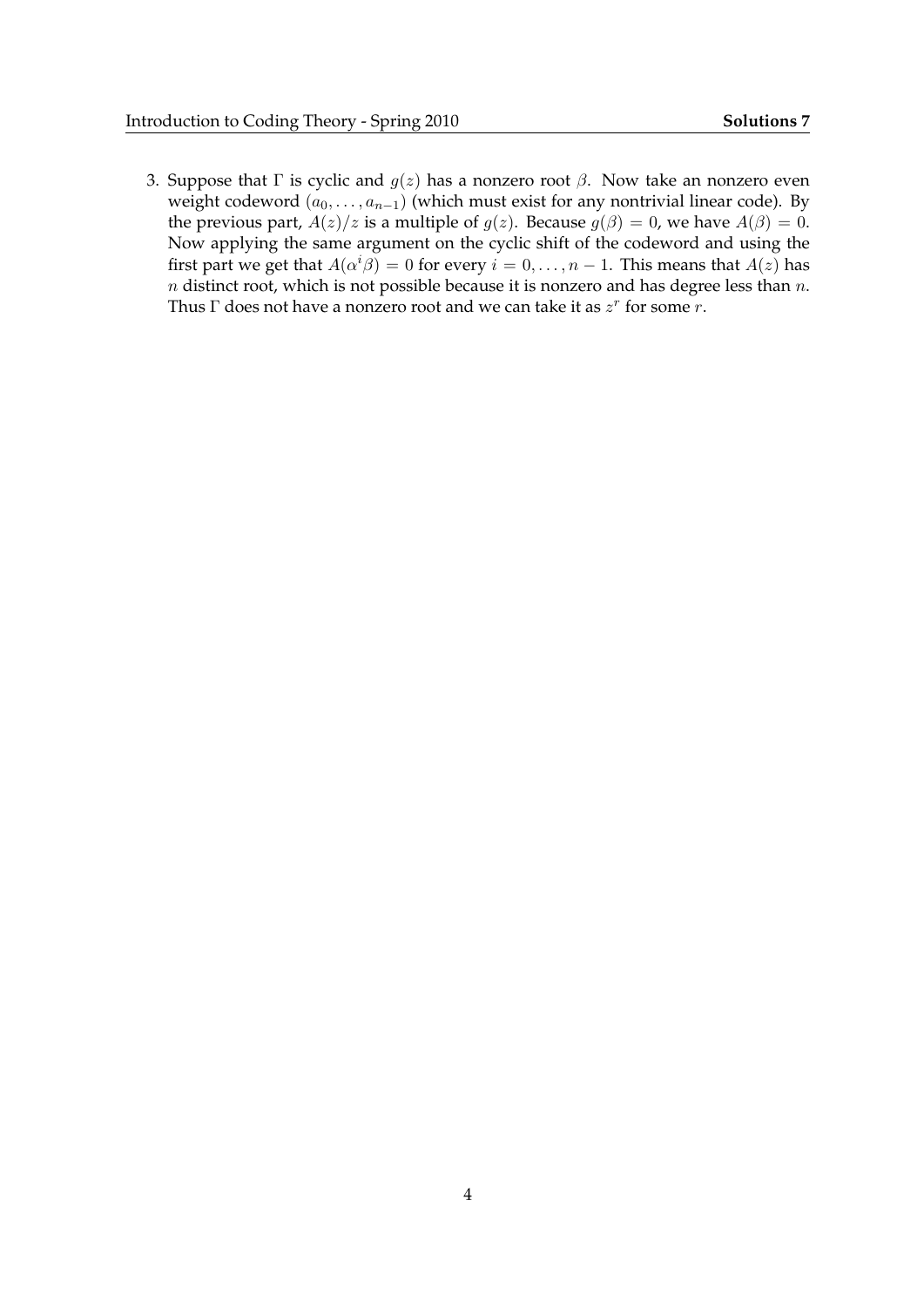3. Suppose that $\Gamma$ is cyclic and $g(z)$ has a nonzero root $\beta$. Now take an nonzero even weight codeword $(a_0, \ldots, a_{n-1})$ (which must exist for any nontrivial linear code). By the previous part, $A(z)/z$ is a multiple of $g(z)$. Because $g(\beta) = 0$, we have $A(\beta) = 0$. Now applying the same argument on the cyclic shift of the codeword and using the first part we get that $A(\alpha^i \beta) = 0$ for every $i = 0, \ldots, n-1$. This means that $A(z)$ has $n$ distinct root, which is not possible because it is nonzero and has degree less than $n$. Thus $\Gamma$ does not have a nonzero root and we can take it as $z^r$ for some $r$.